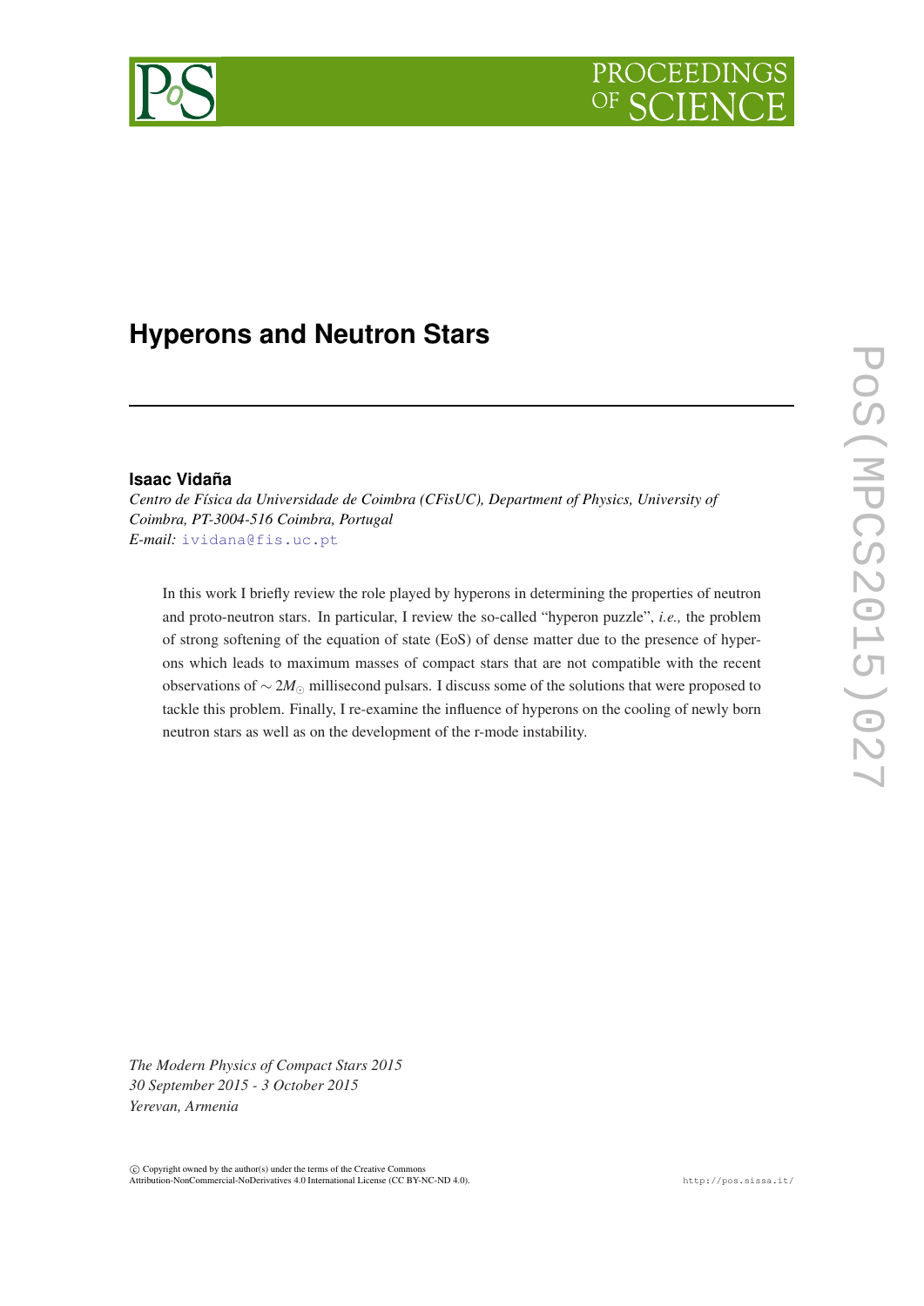# Hyperons and Neutron Stars

**Isaac Vidaña**

*Centro de Física da Universidade de Coimbra (CFisUC), Department of Physics, University of Coimbra, PT-3004-516 Coimbra, Portugal*
*E-mail:* ividana@fis.uc.pt

In this work I briefly review the role played by hyperons in determining the properties of neutron and proto-neutron stars. In particular, I review the so-called "hyperon puzzle", *i.e.,* the problem of strong softening of the equation of state (EoS) of dense matter due to the presence of hyperons which leads to maximum masses of compact stars that are not compatible with the recent observations of $\sim 2M_{\odot}$ millisecond pulsars. I discuss some of the solutions that were proposed to tackle this problem. Finally, I re-examine the influence of hyperons on the cooling of newly born neutron stars as well as on the development of the r-mode instability.

*The Modern Physics of Compact Stars 2015*
*30 September 2015 - 3 October 2015*
*Yerevan, Armenia*

© Copyright owned by the author(s) under the terms of the Creative Commons Attribution-NonCommercial-NoDerivatives 4.0 International License (CC BY-NC-ND 4.0).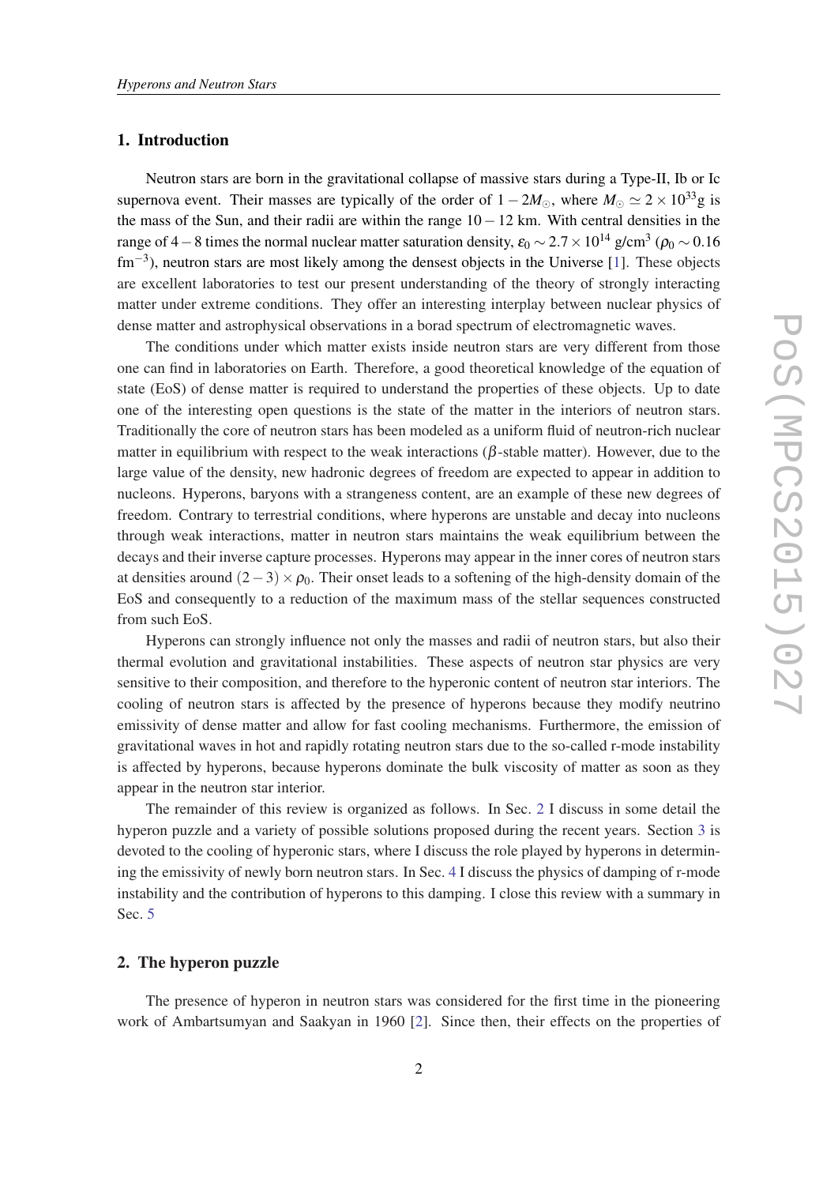## 1. Introduction

Neutron stars are born in the gravitational collapse of massive stars during a Type-II, Ib or Ic supernova event. Their masses are typically of the order of $1-2M_{\odot}$, where $M_{\odot} \simeq 2 \times 10^{33}$g is the mass of the Sun, and their radii are within the range $10-12$ km. With central densities in the range of $4-8$ times the normal nuclear matter saturation density, $\varepsilon_0 \sim 2.7 \times 10^{14}$ g/cm$^3$ ($\rho_0 \sim 0.16$ fm$^{-3}$), neutron stars are most likely among the densest objects in the Universe [1]. These objects are excellent laboratories to test our present understanding of the theory of strongly interacting matter under extreme conditions. They offer an interesting interplay between nuclear physics of dense matter and astrophysical observations in a borad spectrum of electromagnetic waves.

The conditions under which matter exists inside neutron stars are very different from those one can find in laboratories on Earth. Therefore, a good theoretical knowledge of the equation of state (EoS) of dense matter is required to understand the properties of these objects. Up to date one of the interesting open questions is the state of the matter in the interiors of neutron stars. Traditionally the core of neutron stars has been modeled as a uniform fluid of neutron-rich nuclear matter in equilibrium with respect to the weak interactions ($\beta$-stable matter). However, due to the large value of the density, new hadronic degrees of freedom are expected to appear in addition to nucleons. Hyperons, baryons with a strangeness content, are an example of these new degrees of freedom. Contrary to terrestrial conditions, where hyperons are unstable and decay into nucleons through weak interactions, matter in neutron stars maintains the weak equilibrium between the decays and their inverse capture processes. Hyperons may appear in the inner cores of neutron stars at densities around $(2-3) \times \rho_0$. Their onset leads to a softening of the high-density domain of the EoS and consequently to a reduction of the maximum mass of the stellar sequences constructed from such EoS.

Hyperons can strongly influence not only the masses and radii of neutron stars, but also their thermal evolution and gravitational instabilities. These aspects of neutron star physics are very sensitive to their composition, and therefore to the hyperonic content of neutron star interiors. The cooling of neutron stars is affected by the presence of hyperons because they modify neutrino emissivity of dense matter and allow for fast cooling mechanisms. Furthermore, the emission of gravitational waves in hot and rapidly rotating neutron stars due to the so-called r-mode instability is affected by hyperons, because hyperons dominate the bulk viscosity of matter as soon as they appear in the neutron star interior.

The remainder of this review is organized as follows. In Sec. 2 I discuss in some detail the hyperon puzzle and a variety of possible solutions proposed during the recent years. Section 3 is devoted to the cooling of hyperonic stars, where I discuss the role played by hyperons in determining the emissivity of newly born neutron stars. In Sec. 4 I discuss the physics of damping of r-mode instability and the contribution of hyperons to this damping. I close this review with a summary in Sec. 5

## 2. The hyperon puzzle

The presence of hyperon in neutron stars was considered for the first time in the pioneering work of Ambartsumyan and Saakyan in 1960 [2]. Since then, their effects on the properties of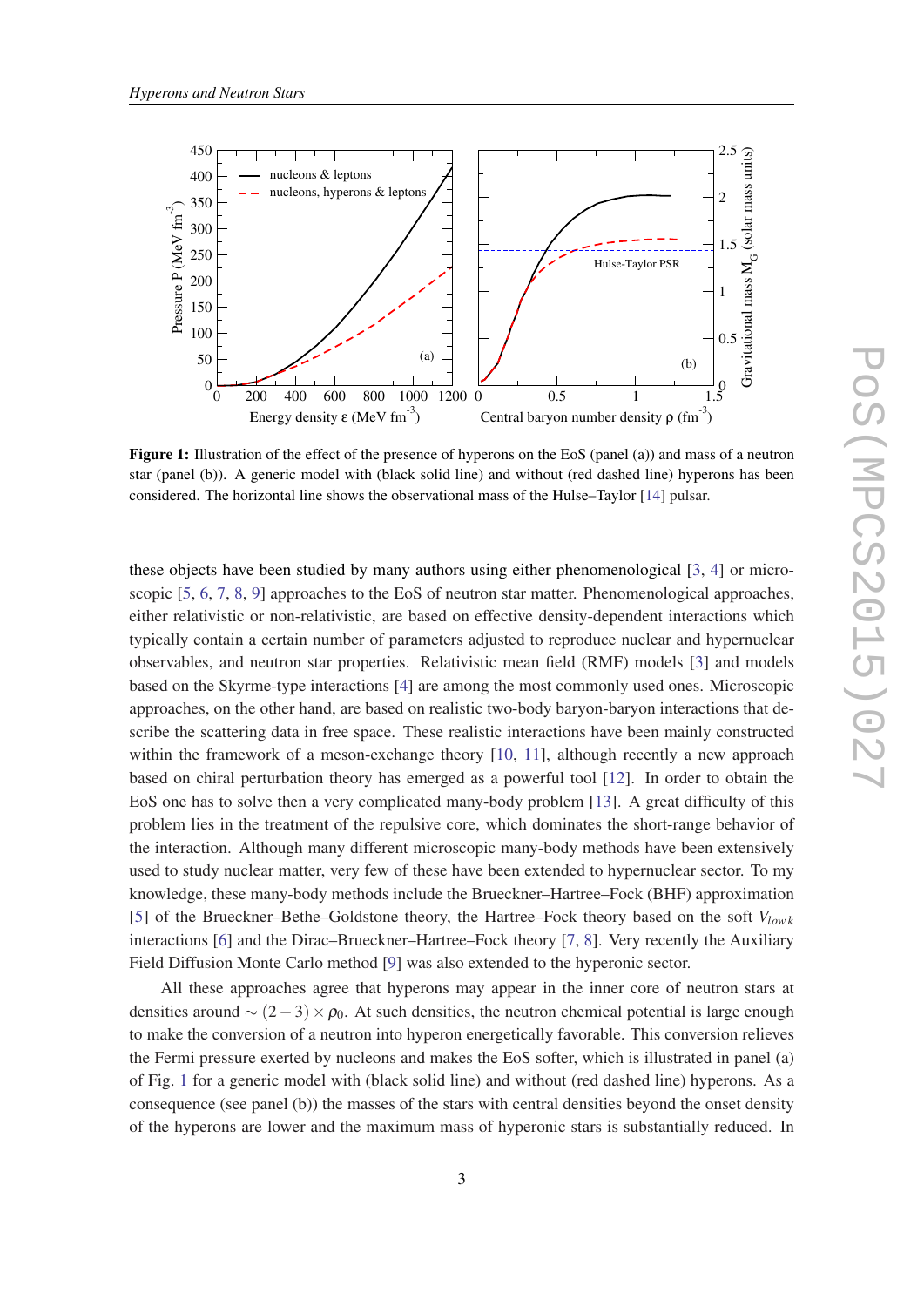**Figure 1:** Illustration of the effect of the presence of hyperons on the EoS (panel (a)) and mass of a neutron star (panel (b)). A generic model with (black solid line) and without (red dashed line) hyperons has been considered. The horizontal line shows the observational mass of the Hulse–Taylor [14] pulsar.

these objects have been studied by many authors using either phenomenological [3, 4] or microscopic [5, 6, 7, 8, 9] approaches to the EoS of neutron star matter. Phenomenological approaches, either relativistic or non-relativistic, are based on effective density-dependent interactions which typically contain a certain number of parameters adjusted to reproduce nuclear and hypernuclear observables, and neutron star properties. Relativistic mean field (RMF) models [3] and models based on the Skyrme-type interactions [4] are among the most commonly used ones. Microscopic approaches, on the other hand, are based on realistic two-body baryon-baryon interactions that describe the scattering data in free space. These realistic interactions have been mainly constructed within the framework of a meson-exchange theory [10, 11], although recently a new approach based on chiral perturbation theory has emerged as a powerful tool [12]. In order to obtain the EoS one has to solve then a very complicated many-body problem [13]. A great difficulty of this problem lies in the treatment of the repulsive core, which dominates the short-range behavior of the interaction. Although many different microscopic many-body methods have been extensively used to study nuclear matter, very few of these have been extended to hypernuclear sector. To my knowledge, these many-body methods include the Brueckner–Hartree–Fock (BHF) approximation [5] of the Brueckner–Bethe–Goldstone theory, the Hartree–Fock theory based on the soft $V_{low\,k}$ interactions [6] and the Dirac–Brueckner–Hartree–Fock theory [7, 8]. Very recently the Auxiliary Field Diffusion Monte Carlo method [9] was also extended to the hyperonic sector.

All these approaches agree that hyperons may appear in the inner core of neutron stars at densities around $\sim (2-3) \times \rho_0$. At such densities, the neutron chemical potential is large enough to make the conversion of a neutron into hyperon energetically favorable. This conversion relieves the Fermi pressure exerted by nucleons and makes the EoS softer, which is illustrated in panel (a) of Fig. 1 for a generic model with (black solid line) and without (red dashed line) hyperons. As a consequence (see panel (b)) the masses of the stars with central densities beyond the onset density of the hyperons are lower and the maximum mass of hyperonic stars is substantially reduced. In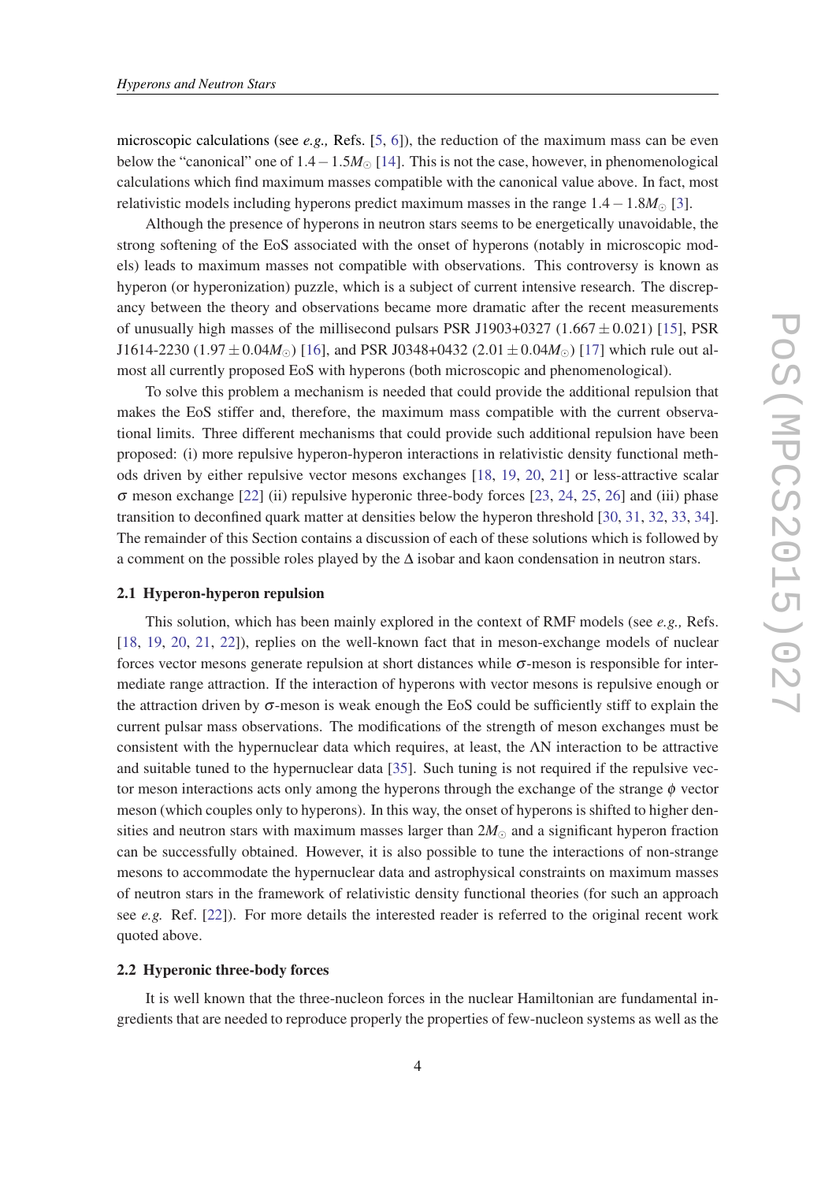microscopic calculations (see *e.g.,* Refs. [5, 6]), the reduction of the maximum mass can be even below the "canonical" one of $1.4-1.5M_\odot$ [14]. This is not the case, however, in phenomenological calculations which find maximum masses compatible with the canonical value above. In fact, most relativistic models including hyperons predict maximum masses in the range $1.4-1.8M_\odot$ [3].

Although the presence of hyperons in neutron stars seems to be energetically unavoidable, the strong softening of the EoS associated with the onset of hyperons (notably in microscopic models) leads to maximum masses not compatible with observations. This controversy is known as hyperon (or hyperonization) puzzle, which is a subject of current intensive research. The discrepancy between the theory and observations became more dramatic after the recent measurements of unusually high masses of the millisecond pulsars PSR J1903+0327 ($1.667 \pm 0.021$) [15], PSR J1614-2230 ($1.97 \pm 0.04M_\odot$) [16], and PSR J0348+0432 ($2.01 \pm 0.04M_\odot$) [17] which rule out almost all currently proposed EoS with hyperons (both microscopic and phenomenological).

To solve this problem a mechanism is needed that could provide the additional repulsion that makes the EoS stiffer and, therefore, the maximum mass compatible with the current observational limits. Three different mechanisms that could provide such additional repulsion have been proposed: (i) more repulsive hyperon-hyperon interactions in relativistic density functional methods driven by either repulsive vector mesons exchanges [18, 19, 20, 21] or less-attractive scalar $\sigma$ meson exchange [22] (ii) repulsive hyperonic three-body forces [23, 24, 25, 26] and (iii) phase transition to deconfined quark matter at densities below the hyperon threshold [30, 31, 32, 33, 34]. The remainder of this Section contains a discussion of each of these solutions which is followed by a comment on the possible roles played by the $\Delta$ isobar and kaon condensation in neutron stars.

### 2.1 Hyperon-hyperon repulsion

This solution, which has been mainly explored in the context of RMF models (see *e.g.,* Refs. [18, 19, 20, 21, 22]), replies on the well-known fact that in meson-exchange models of nuclear forces vector mesons generate repulsion at short distances while $\sigma$-meson is responsible for intermediate range attraction. If the interaction of hyperons with vector mesons is repulsive enough or the attraction driven by $\sigma$-meson is weak enough the EoS could be sufficiently stiff to explain the current pulsar mass observations. The modifications of the strength of meson exchanges must be consistent with the hypernuclear data which requires, at least, the $\Lambda$N interaction to be attractive and suitable tuned to the hypernuclear data [35]. Such tuning is not required if the repulsive vector meson interactions acts only among the hyperons through the exchange of the strange $\phi$ vector meson (which couples only to hyperons). In this way, the onset of hyperons is shifted to higher densities and neutron stars with maximum masses larger than $2M_\odot$ and a significant hyperon fraction can be successfully obtained. However, it is also possible to tune the interactions of non-strange mesons to accommodate the hypernuclear data and astrophysical constraints on maximum masses of neutron stars in the framework of relativistic density functional theories (for such an approach see *e.g.* Ref. [22]). For more details the interested reader is referred to the original recent work quoted above.

### 2.2 Hyperonic three-body forces

It is well known that the three-nucleon forces in the nuclear Hamiltonian are fundamental ingredients that are needed to reproduce properly the properties of few-nucleon systems as well as the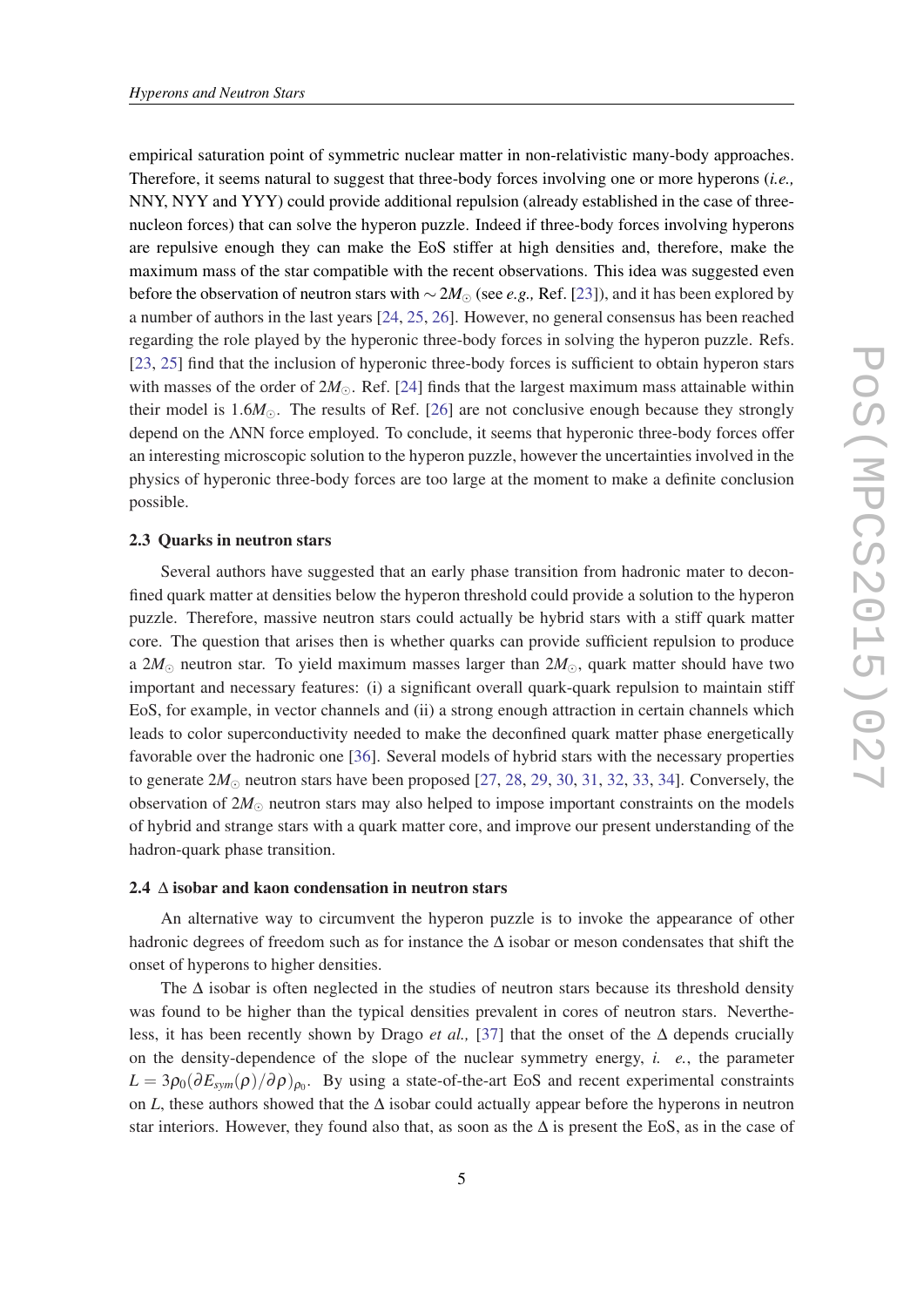empirical saturation point of symmetric nuclear matter in non-relativistic many-body approaches. Therefore, it seems natural to suggest that three-body forces involving one or more hyperons (*i.e.,* NNY, NYY and YYY) could provide additional repulsion (already established in the case of three-nucleon forces) that can solve the hyperon puzzle. Indeed if three-body forces involving hyperons are repulsive enough they can make the EoS stiffer at high densities and, therefore, make the maximum mass of the star compatible with the recent observations. This idea was suggested even before the observation of neutron stars with $\sim 2M_{\odot}$ (see *e.g.,* Ref. [23]), and it has been explored by a number of authors in the last years [24, 25, 26]. However, no general consensus has been reached regarding the role played by the hyperonic three-body forces in solving the hyperon puzzle. Refs. [23, 25] find that the inclusion of hyperonic three-body forces is sufficient to obtain hyperon stars with masses of the order of $2M_{\odot}$. Ref. [24] finds that the largest maximum mass attainable within their model is $1.6M_{\odot}$. The results of Ref. [26] are not conclusive enough because they strongly depend on the $\Lambda$NN force employed. To conclude, it seems that hyperonic three-body forces offer an interesting microscopic solution to the hyperon puzzle, however the uncertainties involved in the physics of hyperonic three-body forces are too large at the moment to make a definite conclusion possible.

### 2.3 Quarks in neutron stars

Several authors have suggested that an early phase transition from hadronic mater to deconfined quark matter at densities below the hyperon threshold could provide a solution to the hyperon puzzle. Therefore, massive neutron stars could actually be hybrid stars with a stiff quark matter core. The question that arises then is whether quarks can provide sufficient repulsion to produce a $2M_{\odot}$ neutron star. To yield maximum masses larger than $2M_{\odot}$, quark matter should have two important and necessary features: (i) a significant overall quark-quark repulsion to maintain stiff EoS, for example, in vector channels and (ii) a strong enough attraction in certain channels which leads to color superconductivity needed to make the deconfined quark matter phase energetically favorable over the hadronic one [36]. Several models of hybrid stars with the necessary properties to generate $2M_{\odot}$ neutron stars have been proposed [27, 28, 29, 30, 31, 32, 33, 34]. Conversely, the observation of $2M_{\odot}$ neutron stars may also helped to impose important constraints on the models of hybrid and strange stars with a quark matter core, and improve our present understanding of the hadron-quark phase transition.

### 2.4 $\Delta$ isobar and kaon condensation in neutron stars

An alternative way to circumvent the hyperon puzzle is to invoke the appearance of other hadronic degrees of freedom such as for instance the $\Delta$ isobar or meson condensates that shift the onset of hyperons to higher densities.

The $\Delta$ isobar is often neglected in the studies of neutron stars because its threshold density was found to be higher than the typical densities prevalent in cores of neutron stars. Nevertheless, it has been recently shown by Drago *et al.,* [37] that the onset of the $\Delta$ depends crucially on the density-dependence of the slope of the nuclear symmetry energy, *i. e.*, the parameter $L = 3\rho_0(\partial E_{sym}(\rho)/\partial\rho)_{\rho_0}$. By using a state-of-the-art EoS and recent experimental constraints on $L$, these authors showed that the $\Delta$ isobar could actually appear before the hyperons in neutron star interiors. However, they found also that, as soon as the $\Delta$ is present the EoS, as in the case of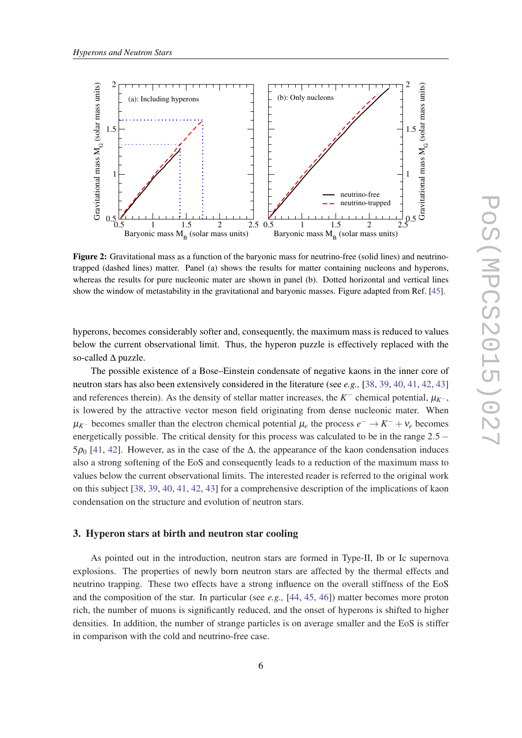**Figure 2:** Gravitational mass as a function of the baryonic mass for neutrino-free (solid lines) and neutrino-trapped (dashed lines) matter. Panel (a) shows the results for matter containing nucleons and hyperons, whereas the results for pure nucleonic mater are shown in panel (b). Dotted horizontal and vertical lines show the window of metastability in the gravitational and baryonic masses. Figure adapted from Ref. [45].

hyperons, becomes considerably softer and, consequently, the maximum mass is reduced to values below the current observational limit. Thus, the hyperon puzzle is effectively replaced with the so-called $\Delta$ puzzle.

The possible existence of a Bose–Einstein condensate of negative kaons in the inner core of neutron stars has also been extensively considered in the literature (see *e.g.,* [38, 39, 40, 41, 42, 43] and references therein). As the density of stellar matter increases, the $K^-$ chemical potential, $\mu_{K^-}$, is lowered by the attractive vector meson field originating from dense nucleonic mater. When $\mu_{K^-}$ becomes smaller than the electron chemical potential $\mu_e$ the process $e^- \rightarrow K^- + \nu_e$ becomes energetically possible. The critical density for this process was calculated to be in the range $2.5-5\rho_0$ [41, 42]. However, as in the case of the $\Delta$, the appearance of the kaon condensation induces also a strong softening of the EoS and consequently leads to a reduction of the maximum mass to values below the current observational limits. The interested reader is referred to the original work on this subject [38, 39, 40, 41, 42, 43] for a comprehensive description of the implications of kaon condensation on the structure and evolution of neutron stars.

## 3. Hyperon stars at birth and neutron star cooling

As pointed out in the introduction, neutron stars are formed in Type-II, Ib or Ic supernova explosions. The properties of newly born neutron stars are affected by the thermal effects and neutrino trapping. These two effects have a strong influence on the overall stiffness of the EoS and the composition of the star. In particular (see *e.g.,* [44, 45, 46]) matter becomes more proton rich, the number of muons is significantly reduced, and the onset of hyperons is shifted to higher densities. In addition, the number of strange particles is on average smaller and the EoS is stiffer in comparison with the cold and neutrino-free case.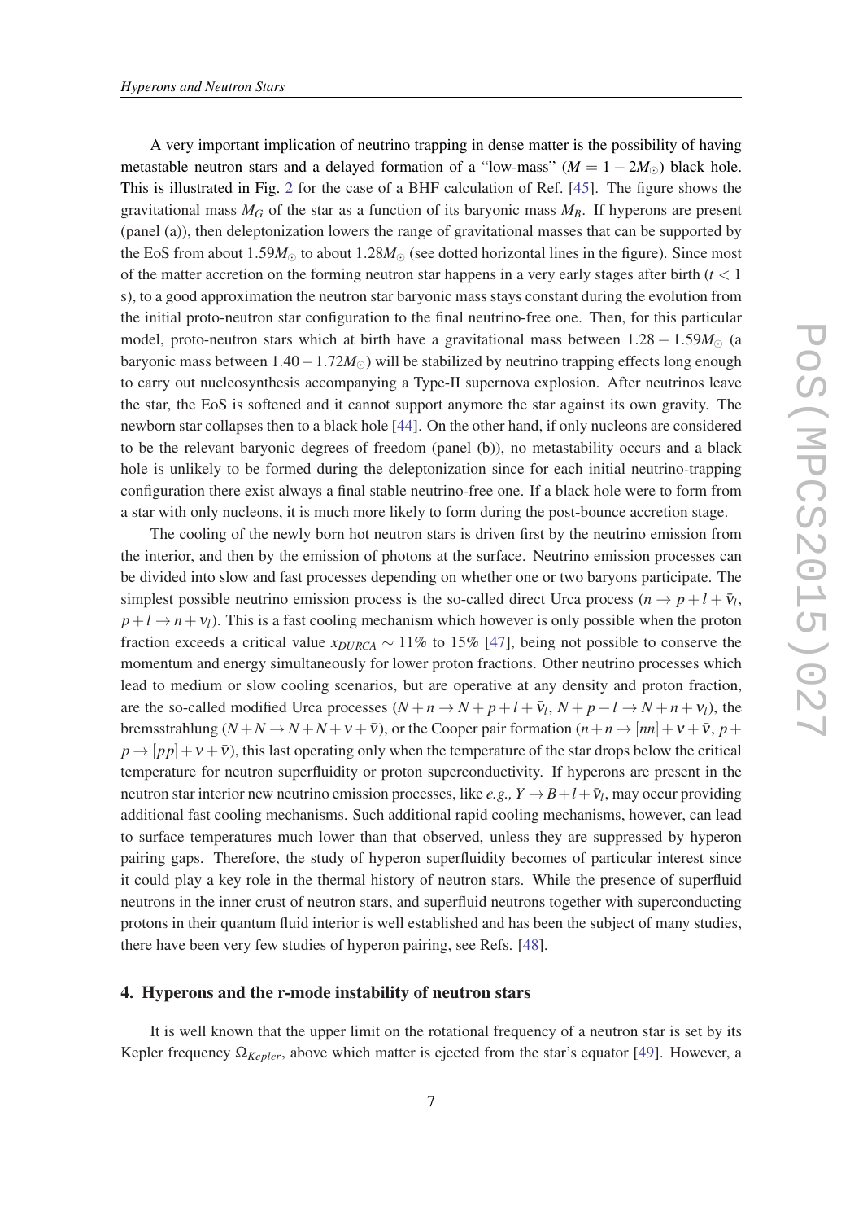A very important implication of neutrino trapping in dense matter is the possibility of having metastable neutron stars and a delayed formation of a "low-mass" ($M = 1-2M_\odot$) black hole. This is illustrated in Fig. 2 for the case of a BHF calculation of Ref. [45]. The figure shows the gravitational mass $M_G$ of the star as a function of its baryonic mass $M_B$. If hyperons are present (panel (a)), then deleptonization lowers the range of gravitational masses that can be supported by the EoS from about $1.59M_\odot$ to about $1.28M_\odot$ (see dotted horizontal lines in the figure). Since most of the matter accretion on the forming neutron star happens in a very early stages after birth ($t < 1$ s), to a good approximation the neutron star baryonic mass stays constant during the evolution from the initial proto-neutron star configuration to the final neutrino-free one. Then, for this particular model, proto-neutron stars which at birth have a gravitational mass between $1.28-1.59M_\odot$ (a baryonic mass between $1.40-1.72M_\odot$) will be stabilized by neutrino trapping effects long enough to carry out nucleosynthesis accompanying a Type-II supernova explosion. After neutrinos leave the star, the EoS is softened and it cannot support anymore the star against its own gravity. The newborn star collapses then to a black hole [44]. On the other hand, if only nucleons are considered to be the relevant baryonic degrees of freedom (panel (b)), no metastability occurs and a black hole is unlikely to be formed during the deleptonization since for each initial neutrino-trapping configuration there exist always a final stable neutrino-free one. If a black hole were to form from a star with only nucleons, it is much more likely to form during the post-bounce accretion stage.

The cooling of the newly born hot neutron stars is driven first by the neutrino emission from the interior, and then by the emission of photons at the surface. Neutrino emission processes can be divided into slow and fast processes depending on whether one or two baryons participate. The simplest possible neutrino emission process is the so-called direct Urca process ($n \to p + l + \bar{\nu}_l$, $p + l \to n + \nu_l$). This is a fast cooling mechanism which however is only possible when the proton fraction exceeds a critical value $x_{DURCA} \sim 11\%$ to $15\%$ [47], being not possible to conserve the momentum and energy simultaneously for lower proton fractions. Other neutrino processes which lead to medium or slow cooling scenarios, but are operative at any density and proton fraction, are the so-called modified Urca processes ($N + n \to N + p + l + \bar{\nu}_l$, $N + p + l \to N + n + \nu_l$), the bremsstrahlung ($N + N \to N + N + \nu + \bar{\nu}$), or the Cooper pair formation ($n + n \to [nn] + \nu + \bar{\nu}$, $p + p \to [pp] + \nu + \bar{\nu}$), this last operating only when the temperature of the star drops below the critical temperature for neutron superfluidity or proton superconductivity. If hyperons are present in the neutron star interior new neutrino emission processes, like *e.g.,* $Y \to B + l + \bar{\nu}_l$, may occur providing additional fast cooling mechanisms. Such additional rapid cooling mechanisms, however, can lead to surface temperatures much lower than that observed, unless they are suppressed by hyperon pairing gaps. Therefore, the study of hyperon superfluidity becomes of particular interest since it could play a key role in the thermal history of neutron stars. While the presence of superfluid neutrons in the inner crust of neutron stars, and superfluid neutrons together with superconducting protons in their quantum fluid interior is well established and has been the subject of many studies, there have been very few studies of hyperon pairing, see Refs. [48].

## 4. Hyperons and the r-mode instability of neutron stars

It is well known that the upper limit on the rotational frequency of a neutron star is set by its Kepler frequency $\Omega_{Kepler}$, above which matter is ejected from the star's equator [49]. However, a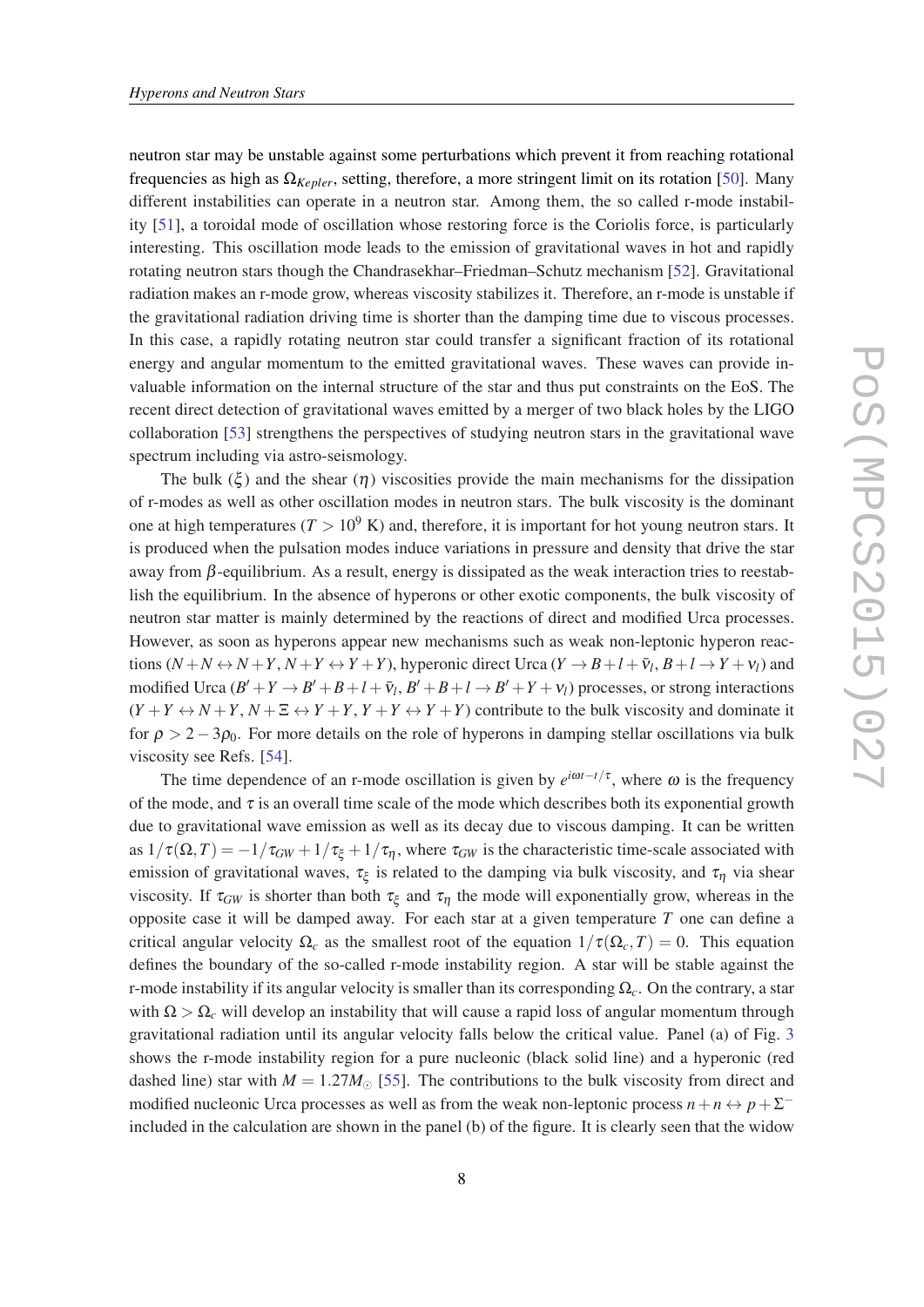neutron star may be unstable against some perturbations which prevent it from reaching rotational frequencies as high as $\Omega_{Kepler}$, setting, therefore, a more stringent limit on its rotation [50]. Many different instabilities can operate in a neutron star. Among them, the so called r-mode instability [51], a toroidal mode of oscillation whose restoring force is the Coriolis force, is particularly interesting. This oscillation mode leads to the emission of gravitational waves in hot and rapidly rotating neutron stars though the Chandrasekhar–Friedman–Schutz mechanism [52]. Gravitational radiation makes an r-mode grow, whereas viscosity stabilizes it. Therefore, an r-mode is unstable if the gravitational radiation driving time is shorter than the damping time due to viscous processes. In this case, a rapidly rotating neutron star could transfer a significant fraction of its rotational energy and angular momentum to the emitted gravitational waves. These waves can provide invaluable information on the internal structure of the star and thus put constraints on the EoS. The recent direct detection of gravitational waves emitted by a merger of two black holes by the LIGO collaboration [53] strengthens the perspectives of studying neutron stars in the gravitational wave spectrum including via astro-seismology.

The bulk ($\xi$) and the shear ($\eta$) viscosities provide the main mechanisms for the dissipation of r-modes as well as other oscillation modes in neutron stars. The bulk viscosity is the dominant one at high temperatures ($T > 10^9$ K) and, therefore, it is important for hot young neutron stars. It is produced when the pulsation modes induce variations in pressure and density that drive the star away from $\beta$-equilibrium. As a result, energy is dissipated as the weak interaction tries to reestablish the equilibrium. In the absence of hyperons or other exotic components, the bulk viscosity of neutron star matter is mainly determined by the reactions of direct and modified Urca processes. However, as soon as hyperons appear new mechanisms such as weak non-leptonic hyperon reactions ($N+N \leftrightarrow N+Y$, $N+Y \leftrightarrow Y+Y$), hyperonic direct Urca ($Y \rightarrow B+l+\bar{\nu}_l$, $B+l \rightarrow Y+\nu_l$) and modified Urca ($B'+Y \rightarrow B'+B+l+\bar{\nu}_l$, $B'+B+l \rightarrow B'+Y+\nu_l$) processes, or strong interactions ($Y+Y \leftrightarrow N+Y$, $N+\Xi \leftrightarrow Y+Y$, $Y+Y \leftrightarrow Y+Y$) contribute to the bulk viscosity and dominate it for $\rho > 2-3\rho_0$. For more details on the role of hyperons in damping stellar oscillations via bulk viscosity see Refs. [54].

The time dependence of an r-mode oscillation is given by $e^{i\omega t - t/\tau}$, where $\omega$ is the frequency of the mode, and $\tau$ is an overall time scale of the mode which describes both its exponential growth due to gravitational wave emission as well as its decay due to viscous damping. It can be written as $1/\tau(\Omega,T) = -1/\tau_{GW} + 1/\tau_{\xi} + 1/\tau_{\eta}$, where $\tau_{GW}$ is the characteristic time-scale associated with emission of gravitational waves, $\tau_{\xi}$ is related to the damping via bulk viscosity, and $\tau_{\eta}$ via shear viscosity. If $\tau_{GW}$ is shorter than both $\tau_{\xi}$ and $\tau_{\eta}$ the mode will exponentially grow, whereas in the opposite case it will be damped away. For each star at a given temperature $T$ one can define a critical angular velocity $\Omega_c$ as the smallest root of the equation $1/\tau(\Omega_c,T) = 0$. This equation defines the boundary of the so-called r-mode instability region. A star will be stable against the r-mode instability if its angular velocity is smaller than its corresponding $\Omega_c$. On the contrary, a star with $\Omega > \Omega_c$ will develop an instability that will cause a rapid loss of angular momentum through gravitational radiation until its angular velocity falls below the critical value. Panel (a) of Fig. 3 shows the r-mode instability region for a pure nucleonic (black solid line) and a hyperonic (red dashed line) star with $M = 1.27M_{\odot}$ [55]. The contributions to the bulk viscosity from direct and modified nucleonic Urca processes as well as from the weak non-leptonic process $n+n \leftrightarrow p+\Sigma^-$ included in the calculation are shown in the panel (b) of the figure. It is clearly seen that the widow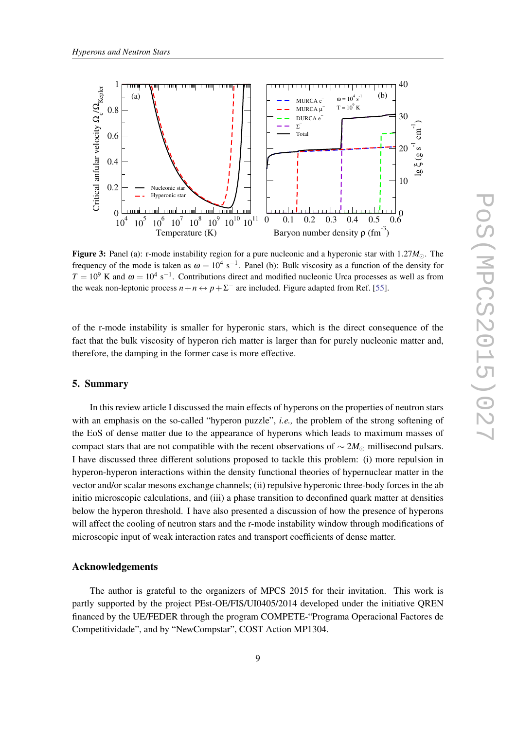**Figure 3:** Panel (a): r-mode instability region for a pure nucleonic and a hyperonic star with $1.27M_{\odot}$. The frequency of the mode is taken as $\omega = 10^4\ \mathrm{s}^{-1}$. Panel (b): Bulk viscosity as a function of the density for $T = 10^9$ K and $\omega = 10^4\ \mathrm{s}^{-1}$. Contributions direct and modified nucleonic Urca processes as well as from the weak non-leptonic process $n+n \leftrightarrow p+\Sigma^-$ are included. Figure adapted from Ref. [55].

of the r-mode instability is smaller for hyperonic stars, which is the direct consequence of the fact that the bulk viscosity of hyperon rich matter is larger than for purely nucleonic matter and, therefore, the damping in the former case is more effective.

## 5. Summary

In this review article I discussed the main effects of hyperons on the properties of neutron stars with an emphasis on the so-called "hyperon puzzle", *i.e.,* the problem of the strong softening of the EoS of dense matter due to the appearance of hyperons which leads to maximum masses of compact stars that are not compatible with the recent observations of $\sim 2M_{\odot}$ millisecond pulsars. I have discussed three different solutions proposed to tackle this problem: (i) more repulsion in hyperon-hyperon interactions within the density functional theories of hypernuclear matter in the vector and/or scalar mesons exchange channels; (ii) repulsive hyperonic three-body forces in the ab initio microscopic calculations, and (iii) a phase transition to deconfined quark matter at densities below the hyperon threshold. I have also presented a discussion of how the presence of hyperons will affect the cooling of neutron stars and the r-mode instability window through modifications of microscopic input of weak interaction rates and transport coefficients of dense matter.

## Acknowledgements

The author is grateful to the organizers of MPCS 2015 for their invitation. This work is partly supported by the project PEst-OE/FIS/UI0405/2014 developed under the initiative QREN financed by the UE/FEDER through the program COMPETE-"Programa Operacional Factores de Competitividade", and by "NewCompstar", COST Action MP1304.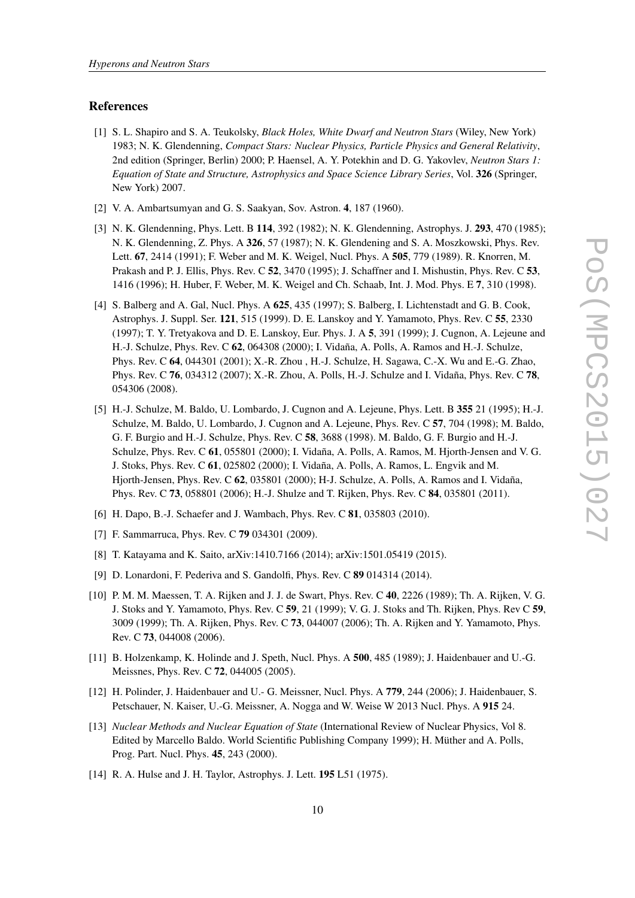## References

[1] S. L. Shapiro and S. A. Teukolsky, *Black Holes, White Dwarf and Neutron Stars* (Wiley, New York) 1983; N. K. Glendenning, *Compact Stars: Nuclear Physics, Particle Physics and General Relativity*, 2nd edition (Springer, Berlin) 2000; P. Haensel, A. Y. Potekhin and D. G. Yakovlev, *Neutron Stars 1: Equation of State and Structure, Astrophysics and Space Science Library Series*, Vol. **326** (Springer, New York) 2007.

[2] V. A. Ambartsumyan and G. S. Saakyan, Sov. Astron. **4**, 187 (1960).

[3] N. K. Glendenning, Phys. Lett. B **114**, 392 (1982); N. K. Glendenning, Astrophys. J. **293**, 470 (1985); N. K. Glendenning, Z. Phys. A **326**, 57 (1987); N. K. Glendening and S. A. Moszkowski, Phys. Rev. Lett. **67**, 2414 (1991); F. Weber and M. K. Weigel, Nucl. Phys. A **505**, 779 (1989). R. Knorren, M. Prakash and P. J. Ellis, Phys. Rev. C **52**, 3470 (1995); J. Schaffner and I. Mishustin, Phys. Rev. C **53**, 1416 (1996); H. Huber, F. Weber, M. K. Weigel and Ch. Schaab, Int. J. Mod. Phys. E **7**, 310 (1998).

[4] S. Balberg and A. Gal, Nucl. Phys. A **625**, 435 (1997); S. Balberg, I. Lichtenstadt and G. B. Cook, Astrophys. J. Suppl. Ser. **121**, 515 (1999). D. E. Lanskoy and Y. Yamamoto, Phys. Rev. C **55**, 2330 (1997); T. Y. Tretyakova and D. E. Lanskoy, Eur. Phys. J. A **5**, 391 (1999); J. Cugnon, A. Lejeune and H.-J. Schulze, Phys. Rev. C **62**, 064308 (2000); I. Vidaña, A. Polls, A. Ramos and H.-J. Schulze, Phys. Rev. C **64**, 044301 (2001); X.-R. Zhou , H.-J. Schulze, H. Sagawa, C.-X. Wu and E.-G. Zhao, Phys. Rev. C **76**, 034312 (2007); X.-R. Zhou, A. Polls, H.-J. Schulze and I. Vidaña, Phys. Rev. C **78**, 054306 (2008).

[5] H.-J. Schulze, M. Baldo, U. Lombardo, J. Cugnon and A. Lejeune, Phys. Lett. B **355** 21 (1995); H.-J. Schulze, M. Baldo, U. Lombardo, J. Cugnon and A. Lejeune, Phys. Rev. C **57**, 704 (1998); M. Baldo, G. F. Burgio and H.-J. Schulze, Phys. Rev. C **58**, 3688 (1998). M. Baldo, G. F. Burgio and H.-J. Schulze, Phys. Rev. C **61**, 055801 (2000); I. Vidaña, A. Polls, A. Ramos, M. Hjorth-Jensen and V. G. J. Stoks, Phys. Rev. C **61**, 025802 (2000); I. Vidaña, A. Polls, A. Ramos, L. Engvik and M. Hjorth-Jensen, Phys. Rev. C **62**, 035801 (2000); H-J. Schulze, A. Polls, A. Ramos and I. Vidaña, Phys. Rev. C **73**, 058801 (2006); H.-J. Shulze and T. Rijken, Phys. Rev. C **84**, 035801 (2011).

[6] H. Dapo, B.-J. Schaefer and J. Wambach, Phys. Rev. C **81**, 035803 (2010).

[7] F. Sammarruca, Phys. Rev. C **79** 034301 (2009).

[8] T. Katayama and K. Saito, arXiv:1410.7166 (2014); arXiv:1501.05419 (2015).

[9] D. Lonardoni, F. Pederiva and S. Gandolfi, Phys. Rev. C **89** 014314 (2014).

[10] P. M. M. Maessen, T. A. Rijken and J. J. de Swart, Phys. Rev. C **40**, 2226 (1989); Th. A. Rijken, V. G. J. Stoks and Y. Yamamoto, Phys. Rev. C **59**, 21 (1999); V. G. J. Stoks and Th. Rijken, Phys. Rev C **59**, 3009 (1999); Th. A. Rijken, Phys. Rev. C **73**, 044007 (2006); Th. A. Rijken and Y. Yamamoto, Phys. Rev. C **73**, 044008 (2006).

[11] B. Holzenkamp, K. Holinde and J. Speth, Nucl. Phys. A **500**, 485 (1989); J. Haidenbauer and U.-G. Meissnes, Phys. Rev. C **72**, 044005 (2005).

[12] H. Polinder, J. Haidenbauer and U.- G. Meissner, Nucl. Phys. A **779**, 244 (2006); J. Haidenbauer, S. Petschauer, N. Kaiser, U.-G. Meissner, A. Nogga and W. Weise W 2013 Nucl. Phys. A **915** 24.

[13] *Nuclear Methods and Nuclear Equation of State* (International Review of Nuclear Physics, Vol 8. Edited by Marcello Baldo. World Scientific Publishing Company 1999); H. Müther and A. Polls, Prog. Part. Nucl. Phys. **45**, 243 (2000).

[14] R. A. Hulse and J. H. Taylor, Astrophys. J. Lett. **195** L51 (1975).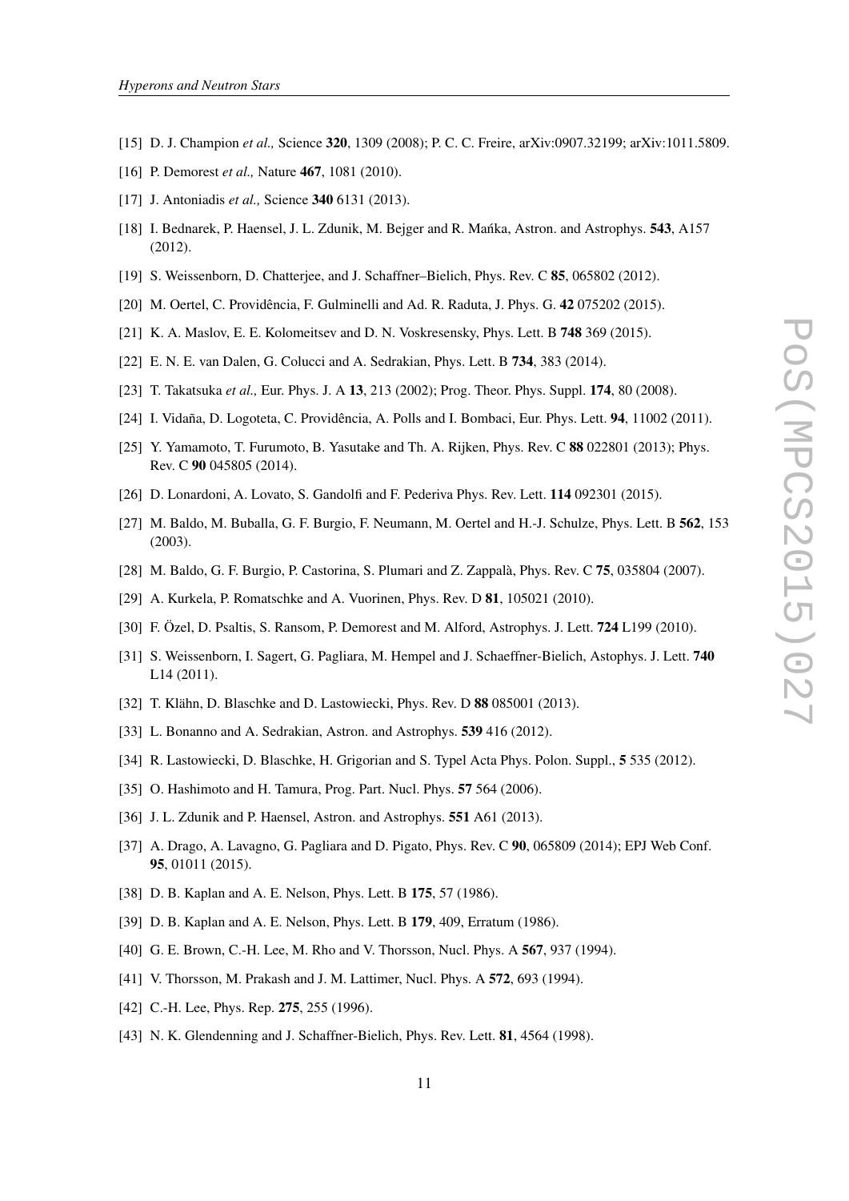[15] D. J. Champion *et al.,* Science **320**, 1309 (2008); P. C. C. Freire, arXiv:0907.32199; arXiv:1011.5809.

[16] P. Demorest *et al.,* Nature **467**, 1081 (2010).

[17] J. Antoniadis *et al.,* Science **340** 6131 (2013).

[18] I. Bednarek, P. Haensel, J. L. Zdunik, M. Bejger and R. Mańka, Astron. and Astrophys. **543**, A157 (2012).

[19] S. Weissenborn, D. Chatterjee, and J. Schaffner–Bielich, Phys. Rev. C **85**, 065802 (2012).

[20] M. Oertel, C. Providência, F. Gulminelli and Ad. R. Raduta, J. Phys. G. **42** 075202 (2015).

[21] K. A. Maslov, E. E. Kolomeitsev and D. N. Voskresensky, Phys. Lett. B **748** 369 (2015).

[22] E. N. E. van Dalen, G. Colucci and A. Sedrakian, Phys. Lett. B **734**, 383 (2014).

[23] T. Takatsuka *et al.,* Eur. Phys. J. A **13**, 213 (2002); Prog. Theor. Phys. Suppl. **174**, 80 (2008).

[24] I. Vidaña, D. Logoteta, C. Providência, A. Polls and I. Bombaci, Eur. Phys. Lett. **94**, 11002 (2011).

[25] Y. Yamamoto, T. Furumoto, B. Yasutake and Th. A. Rijken, Phys. Rev. C **88** 022801 (2013); Phys. Rev. C **90** 045805 (2014).

[26] D. Lonardoni, A. Lovato, S. Gandolfi and F. Pederiva Phys. Rev. Lett. **114** 092301 (2015).

[27] M. Baldo, M. Buballa, G. F. Burgio, F. Neumann, M. Oertel and H.-J. Schulze, Phys. Lett. B **562**, 153 (2003).

[28] M. Baldo, G. F. Burgio, P. Castorina, S. Plumari and Z. Zappalà, Phys. Rev. C **75**, 035804 (2007).

[29] A. Kurkela, P. Romatschke and A. Vuorinen, Phys. Rev. D **81**, 105021 (2010).

[30] F. Özel, D. Psaltis, S. Ransom, P. Demorest and M. Alford, Astrophys. J. Lett. **724** L199 (2010).

[31] S. Weissenborn, I. Sagert, G. Pagliara, M. Hempel and J. Schaeffner-Bielich, Astophys. J. Lett. **740** L14 (2011).

[32] T. Klähn, D. Blaschke and D. Lastowiecki, Phys. Rev. D **88** 085001 (2013).

[33] L. Bonanno and A. Sedrakian, Astron. and Astrophys. **539** 416 (2012).

[34] R. Lastowiecki, D. Blaschke, H. Grigorian and S. Typel Acta Phys. Polon. Suppl., **5** 535 (2012).

[35] O. Hashimoto and H. Tamura, Prog. Part. Nucl. Phys. **57** 564 (2006).

[36] J. L. Zdunik and P. Haensel, Astron. and Astrophys. **551** A61 (2013).

[37] A. Drago, A. Lavagno, G. Pagliara and D. Pigato, Phys. Rev. C **90**, 065809 (2014); EPJ Web Conf. **95**, 01011 (2015).

[38] D. B. Kaplan and A. E. Nelson, Phys. Lett. B **175**, 57 (1986).

[39] D. B. Kaplan and A. E. Nelson, Phys. Lett. B **179**, 409, Erratum (1986).

[40] G. E. Brown, C.-H. Lee, M. Rho and V. Thorsson, Nucl. Phys. A **567**, 937 (1994).

[41] V. Thorsson, M. Prakash and J. M. Lattimer, Nucl. Phys. A **572**, 693 (1994).

[42] C.-H. Lee, Phys. Rep. **275**, 255 (1996).

[43] N. K. Glendenning and J. Schaffner-Bielich, Phys. Rev. Lett. **81**, 4564 (1998).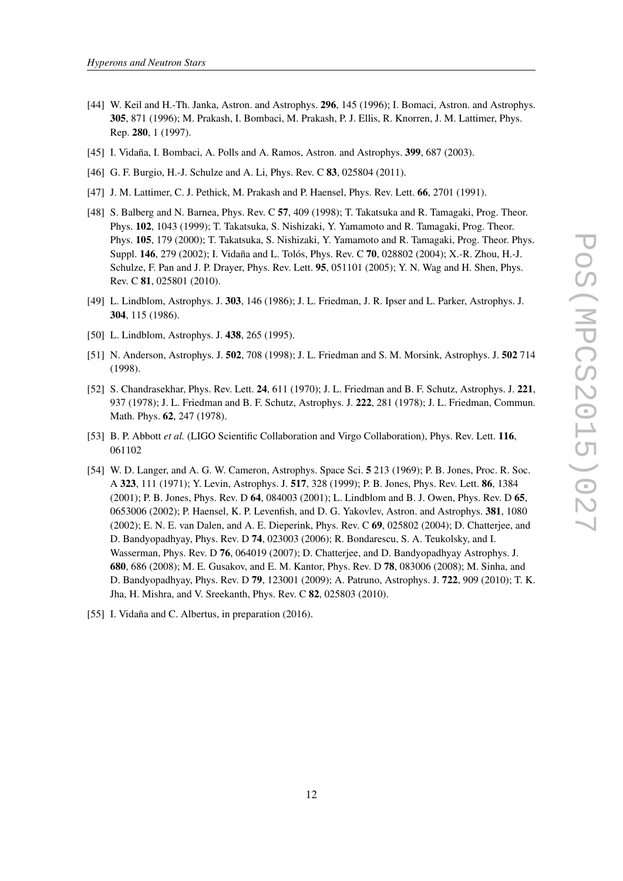[44] W. Keil and H.-Th. Janka, Astron. and Astrophys. **296**, 145 (1996); I. Bomaci, Astron. and Astrophys. **305**, 871 (1996); M. Prakash, I. Bombaci, M. Prakash, P. J. Ellis, R. Knorren, J. M. Lattimer, Phys. Rep. **280**, 1 (1997).

[45] I. Vidaña, I. Bombaci, A. Polls and A. Ramos, Astron. and Astrophys. **399**, 687 (2003).

[46] G. F. Burgio, H.-J. Schulze and A. Li, Phys. Rev. C **83**, 025804 (2011).

[47] J. M. Lattimer, C. J. Pethick, M. Prakash and P. Haensel, Phys. Rev. Lett. **66**, 2701 (1991).

[48] S. Balberg and N. Barnea, Phys. Rev. C **57**, 409 (1998); T. Takatsuka and R. Tamagaki, Prog. Theor. Phys. **102**, 1043 (1999); T. Takatsuka, S. Nishizaki, Y. Yamamoto and R. Tamagaki, Prog. Theor. Phys. **105**, 179 (2000); T. Takatsuka, S. Nishizaki, Y. Yamamoto and R. Tamagaki, Prog. Theor. Phys. Suppl. **146**, 279 (2002); I. Vidaña and L. Tolós, Phys. Rev. C **70**, 028802 (2004); X.-R. Zhou, H.-J. Schulze, F. Pan and J. P. Drayer, Phys. Rev. Lett. **95**, 051101 (2005); Y. N. Wag and H. Shen, Phys. Rev. C **81**, 025801 (2010).

[49] L. Lindblom, Astrophys. J. **303**, 146 (1986); J. L. Friedman, J. R. Ipser and L. Parker, Astrophys. J. **304**, 115 (1986).

[50] L. Lindblom, Astrophys. J. **438**, 265 (1995).

[51] N. Anderson, Astrophys. J. **502**, 708 (1998); J. L. Friedman and S. M. Morsink, Astrophys. J. **502** 714 (1998).

[52] S. Chandrasekhar, Phys. Rev. Lett. **24**, 611 (1970); J. L. Friedman and B. F. Schutz, Astrophys. J. **221**, 937 (1978); J. L. Friedman and B. F. Schutz, Astrophys. J. **222**, 281 (1978); J. L. Friedman, Commun. Math. Phys. **62**, 247 (1978).

[53] B. P. Abbott *et al.* (LIGO Scientific Collaboration and Virgo Collaboration), Phys. Rev. Lett. **116**, 061102

[54] W. D. Langer, and A. G. W. Cameron, Astrophys. Space Sci. **5** 213 (1969); P. B. Jones, Proc. R. Soc. A **323**, 111 (1971); Y. Levin, Astrophys. J. **517**, 328 (1999); P. B. Jones, Phys. Rev. Lett. **86**, 1384 (2001); P. B. Jones, Phys. Rev. D **64**, 084003 (2001); L. Lindblom and B. J. Owen, Phys. Rev. D **65**, 0653006 (2002); P. Haensel, K. P. Levenfish, and D. G. Yakovlev, Astron. and Astrophys. **381**, 1080 (2002); E. N. E. van Dalen, and A. E. Dieperink, Phys. Rev. C **69**, 025802 (2004); D. Chatterjee, and D. Bandyopadhyay, Phys. Rev. D **74**, 023003 (2006); R. Bondarescu, S. A. Teukolsky, and I. Wasserman, Phys. Rev. D **76**, 064019 (2007); D. Chatterjee, and D. Bandyopadhyay Astrophys. J. **680**, 686 (2008); M. E. Gusakov, and E. M. Kantor, Phys. Rev. D **78**, 083006 (2008); M. Sinha, and D. Bandyopadhyay, Phys. Rev. D **79**, 123001 (2009); A. Patruno, Astrophys. J. **722**, 909 (2010); T. K. Jha, H. Mishra, and V. Sreekanth, Phys. Rev. C **82**, 025803 (2010).

[55] I. Vidaña and C. Albertus, in preparation (2016).